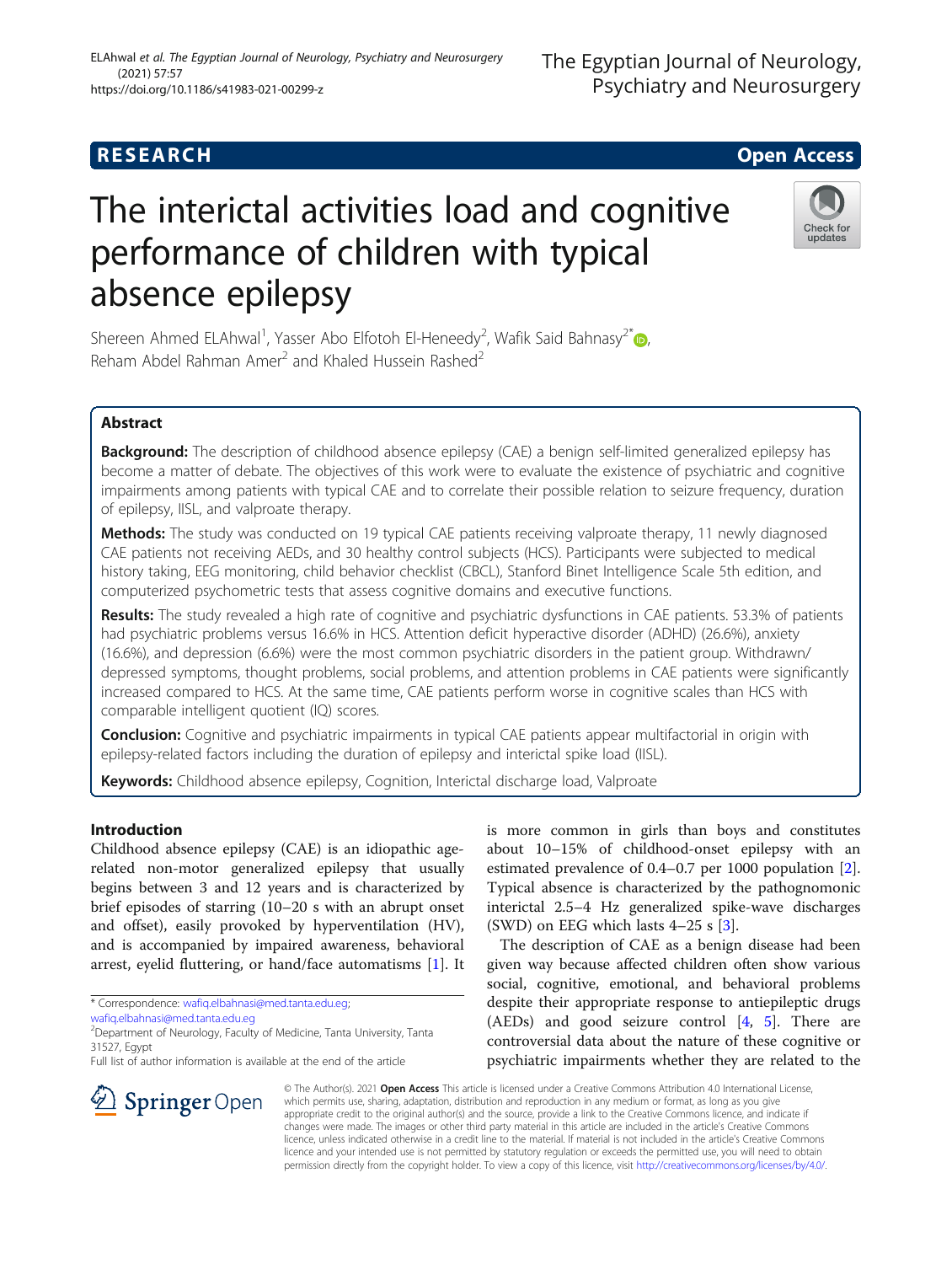RESEARCH

Open Access

# The interictal activities load and cognitive performance of children with typical absence epilepsy

Shereen Ahmed ELAhwal[1], Yasser Abo Elfotoh El-Heneedy[2], Wafik Said Bahnasy[2*], Reham Abdel Rahman Amer[2] and Khaled Hussein Rashed[2]

## Abstract

**Background:** The description of childhood absence epilepsy (CAE) a benign self-limited generalized epilepsy has become a matter of debate. The objectives of this work were to evaluate the existence of psychiatric and cognitive impairments among patients with typical CAE and to correlate their possible relation to seizure frequency, duration of epilepsy, IISL, and valproate therapy.

**Methods:** The study was conducted on 19 typical CAE patients receiving valproate therapy, 11 newly diagnosed CAE patients not receiving AEDs, and 30 healthy control subjects (HCS). Participants were subjected to medical history taking, EEG monitoring, child behavior checklist (CBCL), Stanford Binet Intelligence Scale 5th edition, and computerized psychometric tests that assess cognitive domains and executive functions.

**Results:** The study revealed a high rate of cognitive and psychiatric dysfunctions in CAE patients. 53.3% of patients had psychiatric problems versus 16.6% in HCS. Attention deficit hyperactive disorder (ADHD) (26.6%), anxiety (16.6%), and depression (6.6%) were the most common psychiatric disorders in the patient group. Withdrawn/depressed symptoms, thought problems, social problems, and attention problems in CAE patients were significantly increased compared to HCS. At the same time, CAE patients perform worse in cognitive scales than HCS with comparable intelligent quotient (IQ) scores.

**Conclusion:** Cognitive and psychiatric impairments in typical CAE patients appear multifactorial in origin with epilepsy-related factors including the duration of epilepsy and interictal spike load (IISL).

**Keywords:** Childhood absence epilepsy, Cognition, Interictal discharge load, Valproate

## Introduction

Childhood absence epilepsy (CAE) is an idiopathic age-related non-motor generalized epilepsy that usually begins between 3 and 12 years and is characterized by brief episodes of starring (10–20 s with an abrupt onset and offset), easily provoked by hyperventilation (HV), and is accompanied by impaired awareness, behavioral arrest, eyelid fluttering, or hand/face automatisms [1]. It is more common in girls than boys and constitutes about 10–15% of childhood-onset epilepsy with an estimated prevalence of 0.4–0.7 per 1000 population [2]. Typical absence is characterized by the pathognomonic interictal 2.5–4 Hz generalized spike-wave discharges (SWD) on EEG which lasts 4–25 s [3].

The description of CAE as a benign disease had been given way because affected children often show various social, cognitive, emotional, and behavioral problems despite their appropriate response to antiepileptic drugs (AEDs) and good seizure control [4, 5]. There are controversial data about the nature of these cognitive or psychiatric impairments whether they are related to the

\* Correspondence: wafiq.elbahnasi@med.tanta.edu.eg; wafiq.elbahnasi@med.tanta.edu.eg
[2]Department of Neurology, Faculty of Medicine, Tanta University, Tanta 31527, Egypt
Full list of author information is available at the end of the article

© The Author(s). 2021 **Open Access** This article is licensed under a Creative Commons Attribution 4.0 International License, which permits use, sharing, adaptation, distribution and reproduction in any medium or format, as long as you give appropriate credit to the original author(s) and the source, provide a link to the Creative Commons licence, and indicate if changes were made. The images or other third party material in this article are included in the article's Creative Commons licence, unless indicated otherwise in a credit line to the material. If material is not included in the article's Creative Commons licence and your intended use is not permitted by statutory regulation or exceeds the permitted use, you will need to obtain permission directly from the copyright holder. To view a copy of this licence, visit http://creativecommons.org/licenses/by/4.0/.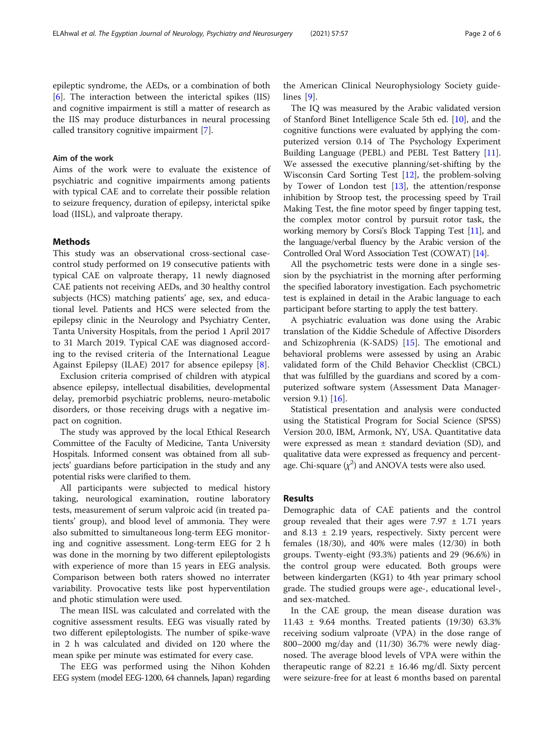epileptic syndrome, the AEDs, or a combination of both [6]. The interaction between the interictal spikes (IIS) and cognitive impairment is still a matter of research as the IIS may produce disturbances in neural processing called transitory cognitive impairment [7].

### Aim of the work

Aims of the work were to evaluate the existence of psychiatric and cognitive impairments among patients with typical CAE and to correlate their possible relation to seizure frequency, duration of epilepsy, interictal spike load (IISL), and valproate therapy.

## Methods

This study was an observational cross-sectional case-control study performed on 19 consecutive patients with typical CAE on valproate therapy, 11 newly diagnosed CAE patients not receiving AEDs, and 30 healthy control subjects (HCS) matching patients' age, sex, and educational level. Patients and HCS were selected from the epilepsy clinic in the Neurology and Psychiatry Center, Tanta University Hospitals, from the period 1 April 2017 to 31 March 2019. Typical CAE was diagnosed according to the revised criteria of the International League Against Epilepsy (ILAE) 2017 for absence epilepsy [8].

Exclusion criteria comprised of children with atypical absence epilepsy, intellectual disabilities, developmental delay, premorbid psychiatric problems, neuro-metabolic disorders, or those receiving drugs with a negative impact on cognition.

The study was approved by the local Ethical Research Committee of the Faculty of Medicine, Tanta University Hospitals. Informed consent was obtained from all subjects' guardians before participation in the study and any potential risks were clarified to them.

All participants were subjected to medical history taking, neurological examination, routine laboratory tests, measurement of serum valproic acid (in treated patients' group), and blood level of ammonia. They were also submitted to simultaneous long-term EEG monitoring and cognitive assessment. Long-term EEG for 2 h was done in the morning by two different epileptologists with experience of more than 15 years in EEG analysis. Comparison between both raters showed no interrater variability. Provocative tests like post hyperventilation and photic stimulation were used.

The mean IISL was calculated and correlated with the cognitive assessment results. EEG was visually rated by two different epileptologists. The number of spike-wave in 2 h was calculated and divided on 120 where the mean spike per minute was estimated for every case.

The EEG was performed using the Nihon Kohden EEG system (model EEG-1200, 64 channels, Japan) regarding the American Clinical Neurophysiology Society guidelines [9].

The IQ was measured by the Arabic validated version of Stanford Binet Intelligence Scale 5th ed. [10], and the cognitive functions were evaluated by applying the computerized version 0.14 of The Psychology Experiment Building Language (PEBL) and PEBL Test Battery [11]. We assessed the executive planning/set-shifting by the Wisconsin Card Sorting Test [12], the problem-solving by Tower of London test [13], the attention/response inhibition by Stroop test, the processing speed by Trail Making Test, the fine motor speed by finger tapping test, the complex motor control by pursuit rotor task, the working memory by Corsi's Block Tapping Test [11], and the language/verbal fluency by the Arabic version of the Controlled Oral Word Association Test (COWAT) [14].

All the psychometric tests were done in a single session by the psychiatrist in the morning after performing the specified laboratory investigation. Each psychometric test is explained in detail in the Arabic language to each participant before starting to apply the test battery.

A psychiatric evaluation was done using the Arabic translation of the Kiddie Schedule of Affective Disorders and Schizophrenia (K-SADS) [15]. The emotional and behavioral problems were assessed by using an Arabic validated form of the Child Behavior Checklist (CBCL) that was fulfilled by the guardians and scored by a computerized software system (Assessment Data Manager-version 9.1) [16].

Statistical presentation and analysis were conducted using the Statistical Program for Social Science (SPSS) Version 20.0, IBM, Armonk, NY, USA. Quantitative data were expressed as mean ± standard deviation (SD), and qualitative data were expressed as frequency and percentage. Chi-square ($\chi^2$) and ANOVA tests were also used.

## Results

Demographic data of CAE patients and the control group revealed that their ages were 7.97 ± 1.71 years and 8.13 ± 2.19 years, respectively. Sixty percent were females (18/30), and 40% were males (12/30) in both groups. Twenty-eight (93.3%) patients and 29 (96.6%) in the control group were educated. Both groups were between kindergarten (KG1) to 4th year primary school grade. The studied groups were age-, educational level-, and sex-matched.

In the CAE group, the mean disease duration was 11.43 ± 9.64 months. Treated patients (19/30) 63.3% receiving sodium valproate (VPA) in the dose range of 800–2000 mg/day and (11/30) 36.7% were newly diagnosed. The average blood levels of VPA were within the therapeutic range of 82.21 ± 16.46 mg/dl. Sixty percent were seizure-free for at least 6 months based on parental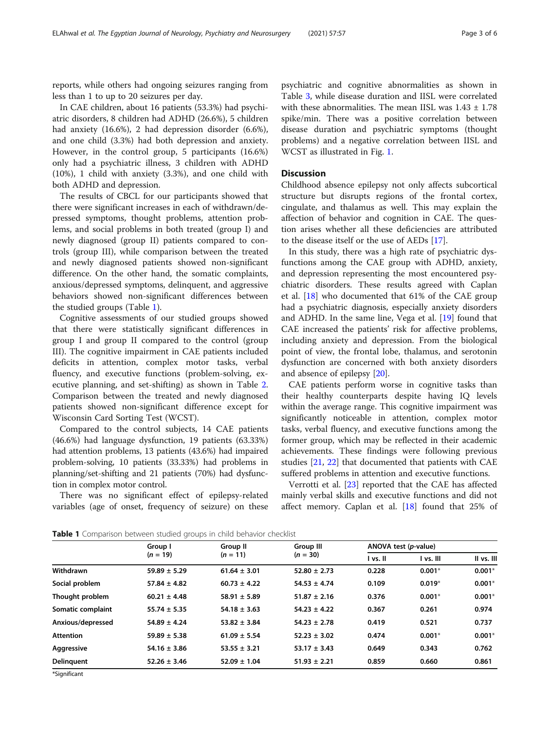reports, while others had ongoing seizures ranging from less than 1 to up to 20 seizures per day.

In CAE children, about 16 patients (53.3%) had psychiatric disorders, 8 children had ADHD (26.6%), 5 children had anxiety (16.6%), 2 had depression disorder (6.6%), and one child (3.3%) had both depression and anxiety. However, in the control group, 5 participants (16.6%) only had a psychiatric illness, 3 children with ADHD (10%), 1 child with anxiety (3.3%), and one child with both ADHD and depression.

The results of CBCL for our participants showed that there were significant increases in each of withdrawn/depressed symptoms, thought problems, attention problems, and social problems in both treated (group I) and newly diagnosed (group II) patients compared to controls (group III), while comparison between the treated and newly diagnosed patients showed non-significant difference. On the other hand, the somatic complaints, anxious/depressed symptoms, delinquent, and aggressive behaviors showed non-significant differences between the studied groups (Table 1).

Cognitive assessments of our studied groups showed that there were statistically significant differences in group I and group II compared to the control (group III). The cognitive impairment in CAE patients included deficits in attention, complex motor tasks, verbal fluency, and executive functions (problem-solving, executive planning, and set-shifting) as shown in Table 2. Comparison between the treated and newly diagnosed patients showed non-significant difference except for Wisconsin Card Sorting Test (WCST).

Compared to the control subjects, 14 CAE patients (46.6%) had language dysfunction, 19 patients (63.33%) had attention problems, 13 patients (43.6%) had impaired problem-solving, 10 patients (33.33%) had problems in planning/set-shifting and 21 patients (70%) had dysfunction in complex motor control.

There was no significant effect of epilepsy-related variables (age of onset, frequency of seizure) on these psychiatric and cognitive abnormalities as shown in Table 3, while disease duration and IISL were correlated with these abnormalities. The mean IISL was 1.43 ± 1.78 spike/min. There was a positive correlation between disease duration and psychiatric symptoms (thought problems) and a negative correlation between IISL and WCST as illustrated in Fig. 1.

## Discussion

Childhood absence epilepsy not only affects subcortical structure but disrupts regions of the frontal cortex, cingulate, and thalamus as well. This may explain the affection of behavior and cognition in CAE. The question arises whether all these deficiencies are attributed to the disease itself or the use of AEDs [17].

In this study, there was a high rate of psychiatric dysfunctions among the CAE group with ADHD, anxiety, and depression representing the most encountered psychiatric disorders. These results agreed with Caplan et al. [18] who documented that 61% of the CAE group had a psychiatric diagnosis, especially anxiety disorders and ADHD. In the same line, Vega et al. [19] found that CAE increased the patients' risk for affective problems, including anxiety and depression. From the biological point of view, the frontal lobe, thalamus, and serotonin dysfunction are concerned with both anxiety disorders and absence of epilepsy [20].

CAE patients perform worse in cognitive tasks than their healthy counterparts despite having IQ levels within the average range. This cognitive impairment was significantly noticeable in attention, complex motor tasks, verbal fluency, and executive functions among the former group, which may be reflected in their academic achievements. These findings were following previous studies [21, 22] that documented that patients with CAE suffered problems in attention and executive functions.

Verrotti et al. [23] reported that the CAE has affected mainly verbal skills and executive functions and did not affect memory. Caplan et al. [18] found that 25% of

**Table 1** Comparison between studied groups in child behavior checklist

| | Group I ($n$ = 19) | Group II ($n$ = 11) | Group III ($n$ = 30) | ANOVA test ($p$-value) | | |
|---|---|---|---|---|---|---|
| | | | | I vs. II | I vs. III | II vs. III |
| **Withdrawn** | **59.89 ± 5.29** | **61.64 ± 3.01** | **52.80 ± 2.73** | **0.228** | **0.001*** | **0.001*** |
| **Social problem** | **57.84 ± 4.82** | **60.73 ± 4.22** | **54.53 ± 4.74** | **0.109** | **0.019*** | **0.001*** |
| **Thought problem** | **60.21 ± 4.48** | **58.91 ± 5.89** | **51.87 ± 2.16** | **0.376** | **0.001*** | **0.001*** |
| **Somatic complaint** | **55.74 ± 5.35** | **54.18 ± 3.63** | **54.23 ± 4.22** | **0.367** | **0.261** | **0.974** |
| **Anxious/depressed** | **54.89 ± 4.24** | **53.82 ± 3.84** | **54.23 ± 2.78** | **0.419** | **0.521** | **0.737** |
| **Attention** | **59.89 ± 5.38** | **61.09 ± 5.54** | **52.23 ± 3.02** | **0.474** | **0.001*** | **0.001*** |
| **Aggressive** | **54.16 ± 3.86** | **53.55 ± 3.21** | **53.17 ± 3.43** | **0.649** | **0.343** | **0.762** |
| **Delinquent** | **52.26 ± 3.46** | **52.09 ± 1.04** | **51.93 ± 2.21** | **0.859** | **0.660** | **0.861** |

*Significant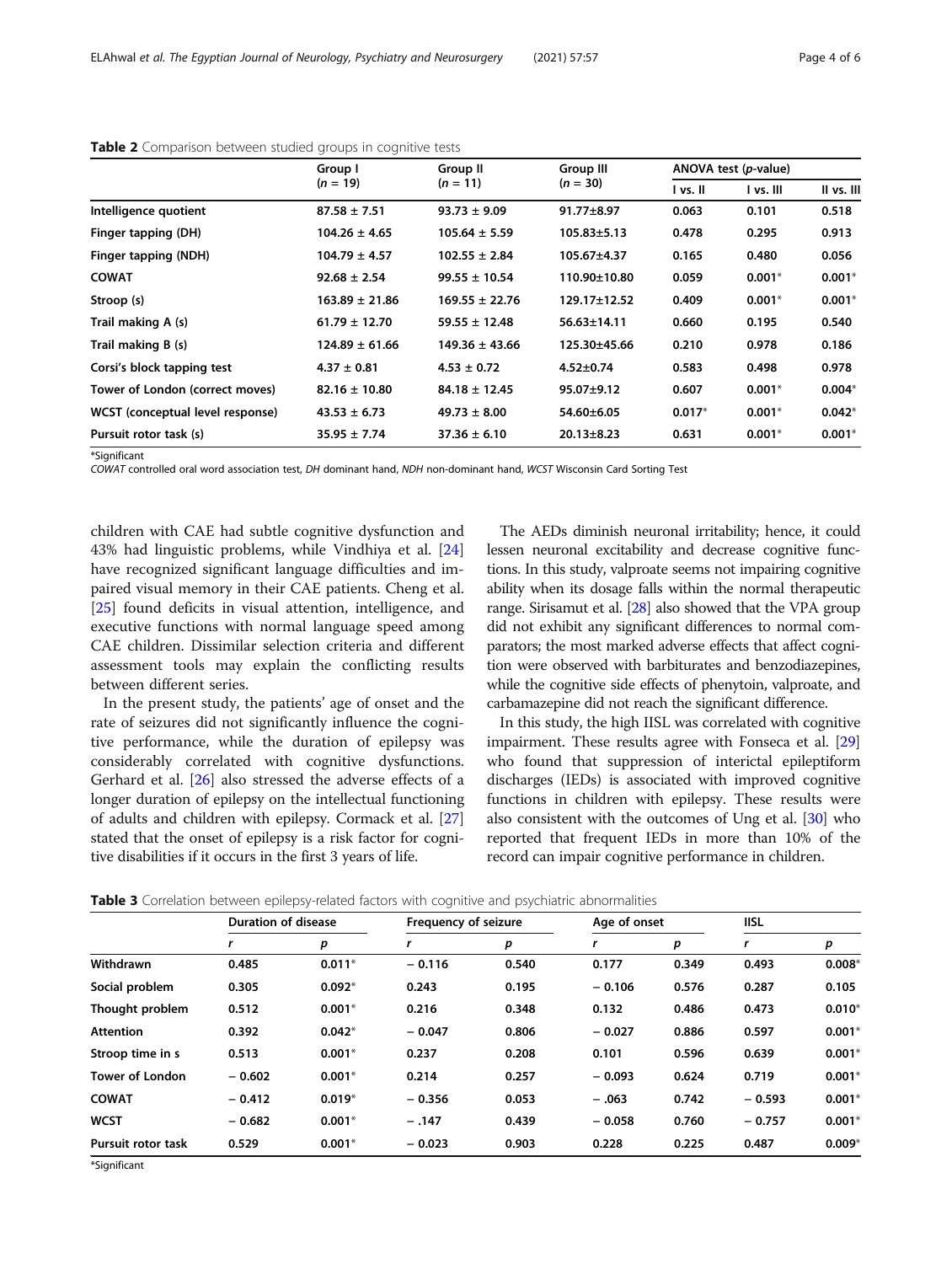**Table 2** Comparison between studied groups in cognitive tests

| | Group I (*n* = 19) | Group II (*n* = 11) | Group III (*n* = 30) | ANOVA test (*p*-value) | | |
|---|---|---|---|---|---|---|
| | | | | I vs. II | I vs. III | II vs. III |
| **Intelligence quotient** | 87.58 ± 7.51 | 93.73 ± 9.09 | 91.77±8.97 | 0.063 | 0.101 | 0.518 |
| **Finger tapping (DH)** | 104.26 ± 4.65 | 105.64 ± 5.59 | 105.83±5.13 | 0.478 | 0.295 | 0.913 |
| **Finger tapping (NDH)** | 104.79 ± 4.57 | 102.55 ± 2.84 | 105.67±4.37 | 0.165 | 0.480 | 0.056 |
| **COWAT** | 92.68 ± 2.54 | 99.55 ± 10.54 | 110.90±10.80 | 0.059 | 0.001* | 0.001* |
| **Stroop (s)** | 163.89 ± 21.86 | 169.55 ± 22.76 | 129.17±12.52 | 0.409 | 0.001* | 0.001* |
| **Trail making A (s)** | 61.79 ± 12.70 | 59.55 ± 12.48 | 56.63±14.11 | 0.660 | 0.195 | 0.540 |
| **Trail making B (s)** | 124.89 ± 61.66 | 149.36 ± 43.66 | 125.30±45.66 | 0.210 | 0.978 | 0.186 |
| **Corsi's block tapping test** | 4.37 ± 0.81 | 4.53 ± 0.72 | 4.52±0.74 | 0.583 | 0.498 | 0.978 |
| **Tower of London (correct moves)** | 82.16 ± 10.80 | 84.18 ± 12.45 | 95.07±9.12 | 0.607 | 0.001* | 0.004* |
| **WCST (conceptual level response)** | 43.53 ± 6.73 | 49.73 ± 8.00 | 54.60±6.05 | 0.017* | 0.001* | 0.042* |
| **Pursuit rotor task (s)** | 35.95 ± 7.74 | 37.36 ± 6.10 | 20.13±8.23 | 0.631 | 0.001* | 0.001* |

*Significant
*COWAT* controlled oral word association test, *DH* dominant hand, *NDH* non-dominant hand, *WCST* Wisconsin Card Sorting Test

children with CAE had subtle cognitive dysfunction and 43% had linguistic problems, while Vindhiya et al. [24] have recognized significant language difficulties and impaired visual memory in their CAE patients. Cheng et al. [25] found deficits in visual attention, intelligence, and executive functions with normal language speed among CAE children. Dissimilar selection criteria and different assessment tools may explain the conflicting results between different series.

In the present study, the patients' age of onset and the rate of seizures did not significantly influence the cognitive performance, while the duration of epilepsy was considerably correlated with cognitive dysfunctions. Gerhard et al. [26] also stressed the adverse effects of a longer duration of epilepsy on the intellectual functioning of adults and children with epilepsy. Cormack et al. [27] stated that the onset of epilepsy is a risk factor for cognitive disabilities if it occurs in the first 3 years of life.

The AEDs diminish neuronal irritability; hence, it could lessen neuronal excitability and decrease cognitive functions. In this study, valproate seems not impairing cognitive ability when its dosage falls within the normal therapeutic range. Sirisamut et al. [28] also showed that the VPA group did not exhibit any significant differences to normal comparators; the most marked adverse effects that affect cognition were observed with barbiturates and benzodiazepines, while the cognitive side effects of phenytoin, valproate, and carbamazepine did not reach the significant difference.

In this study, the high IISL was correlated with cognitive impairment. These results agree with Fonseca et al. [29] who found that suppression of interictal epileptiform discharges (IEDs) is associated with improved cognitive functions in children with epilepsy. These results were also consistent with the outcomes of Ung et al. [30] who reported that frequent IEDs in more than 10% of the record can impair cognitive performance in children.

**Table 3** Correlation between epilepsy-related factors with cognitive and psychiatric abnormalities

| | Duration of disease | | Frequency of seizure | | Age of onset | | IISL | |
|---|---|---|---|---|---|---|---|---|
| | *r* | *p* | *r* | *p* | *r* | *p* | *r* | *p* |
| **Withdrawn** | 0.485 | 0.011* | − 0.116 | 0.540 | 0.177 | 0.349 | 0.493 | 0.008* |
| **Social problem** | 0.305 | 0.092* | 0.243 | 0.195 | − 0.106 | 0.576 | 0.287 | 0.105 |
| **Thought problem** | 0.512 | 0.001* | 0.216 | 0.348 | 0.132 | 0.486 | 0.473 | 0.010* |
| **Attention** | 0.392 | 0.042* | − 0.047 | 0.806 | − 0.027 | 0.886 | 0.597 | 0.001* |
| **Stroop time in s** | 0.513 | 0.001* | 0.237 | 0.208 | 0.101 | 0.596 | 0.639 | 0.001* |
| **Tower of London** | − 0.602 | 0.001* | 0.214 | 0.257 | − 0.093 | 0.624 | 0.719 | 0.001* |
| **COWAT** | − 0.412 | 0.019* | − 0.356 | 0.053 | − .063 | 0.742 | − 0.593 | 0.001* |
| **WCST** | − 0.682 | 0.001* | − .147 | 0.439 | − 0.058 | 0.760 | − 0.757 | 0.001* |
| **Pursuit rotor task** | 0.529 | 0.001* | − 0.023 | 0.903 | 0.228 | 0.225 | 0.487 | 0.009* |

*Significant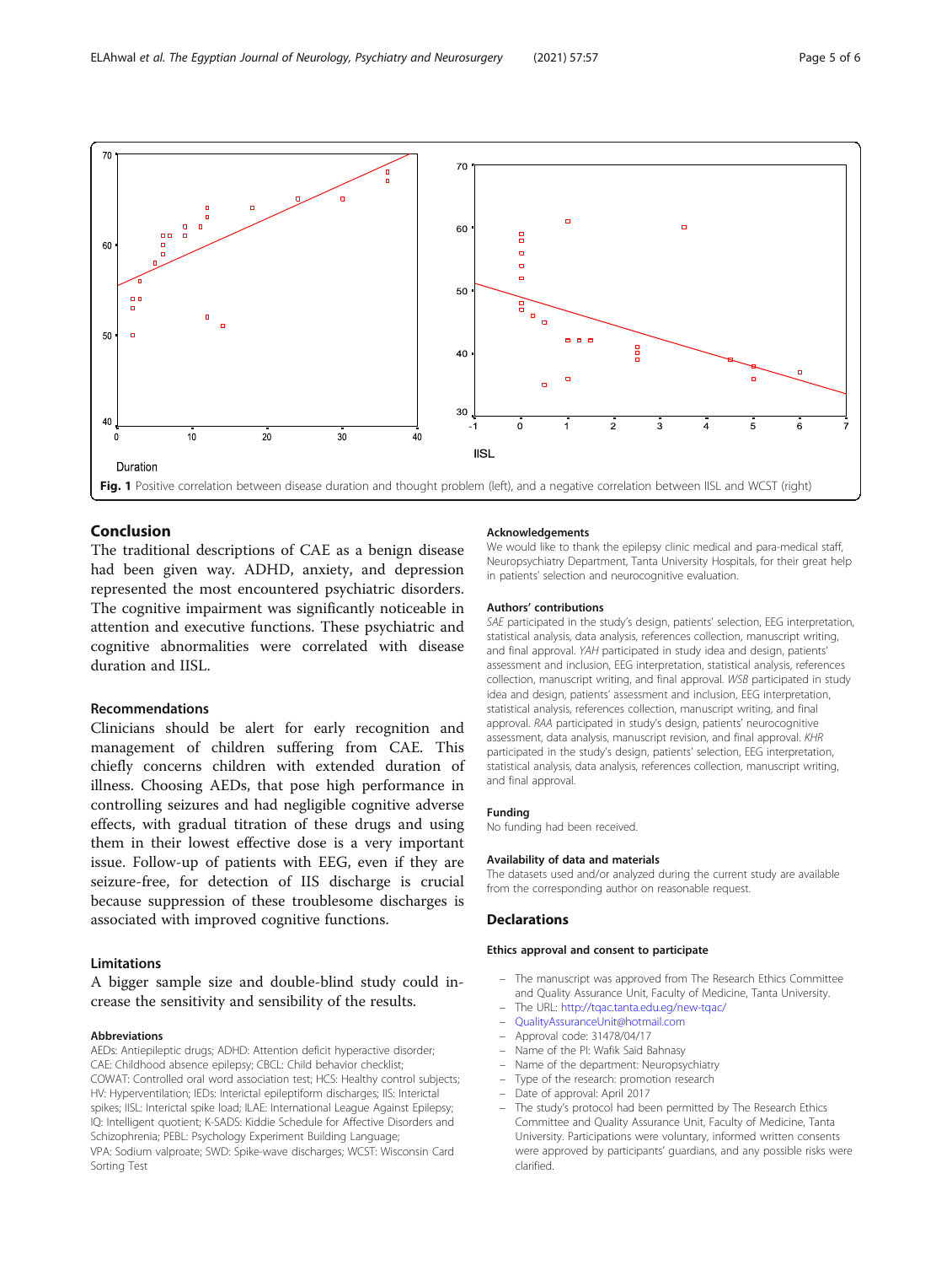Fig. 1 Positive correlation between disease duration and thought problem (left), and a negative correlation between IISL and WCST (right)

## Conclusion

The traditional descriptions of CAE as a benign disease had been given way. ADHD, anxiety, and depression represented the most encountered psychiatric disorders. The cognitive impairment was significantly noticeable in attention and executive functions. These psychiatric and cognitive abnormalities were correlated with disease duration and IISL.

### Recommendations

Clinicians should be alert for early recognition and management of children suffering from CAE. This chiefly concerns children with extended duration of illness. Choosing AEDs, that pose high performance in controlling seizures and had negligible cognitive adverse effects, with gradual titration of these drugs and using them in their lowest effective dose is a very important issue. Follow-up of patients with EEG, even if they are seizure-free, for detection of IIS discharge is crucial because suppression of these troublesome discharges is associated with improved cognitive functions.

### Limitations

A bigger sample size and double-blind study could increase the sensitivity and sensibility of the results.

#### Abbreviations

AEDs: Antiepileptic drugs; ADHD: Attention deficit hyperactive disorder; CAE: Childhood absence epilepsy; CBCL: Child behavior checklist; COWAT: Controlled oral word association test; HCS: Healthy control subjects; HV: Hyperventilation; IEDs: Interictal epileptiform discharges; IIS: Interictal spikes; IISL: Interictal spike load; ILAE: International League Against Epilepsy; IQ: Intelligent quotient; K-SADS: Kiddie Schedule for Affective Disorders and Schizophrenia; PEBL: Psychology Experiment Building Language; VPA: Sodium valproate; SWD: Spike-wave discharges; WCST: Wisconsin Card Sorting Test

#### Acknowledgements

We would like to thank the epilepsy clinic medical and para-medical staff, Neuropsychiatry Department, Tanta University Hospitals, for their great help in patients' selection and neurocognitive evaluation.

#### Authors' contributions

*SAE* participated in the study's design, patients' selection, EEG interpretation, statistical analysis, data analysis, references collection, manuscript writing, and final approval. *YAH* participated in study idea and design, patients' assessment and inclusion, EEG interpretation, statistical analysis, references collection, manuscript writing, and final approval. *WSB* participated in study idea and design, patients' assessment and inclusion, EEG interpretation, statistical analysis, references collection, manuscript writing, and final approval. *RAA* participated in study's design, patients' neurocognitive assessment, data analysis, manuscript revision, and final approval. *KHR* participated in the study's design, patients' selection, EEG interpretation, statistical analysis, data analysis, references collection, manuscript writing, and final approval.

#### Funding

No funding had been received.

#### Availability of data and materials

The datasets used and/or analyzed during the current study are available from the corresponding author on reasonable request.

## Declarations

#### Ethics approval and consent to participate

- The manuscript was approved from The Research Ethics Committee and Quality Assurance Unit, Faculty of Medicine, Tanta University.
- The URL: http://tqac.tanta.edu.eg/new-tqac/
- QualityAssuranceUnit@hotmail.com
- Approval code: 31478/04/17
- Name of the PI: Wafik Said Bahnasy
- Name of the department: Neuropsychiatry
- Type of the research: promotion research
- Date of approval: April 2017
- The study's protocol had been permitted by The Research Ethics Committee and Quality Assurance Unit, Faculty of Medicine, Tanta University. Participations were voluntary, informed written consents were approved by participants' guardians, and any possible risks were clarified.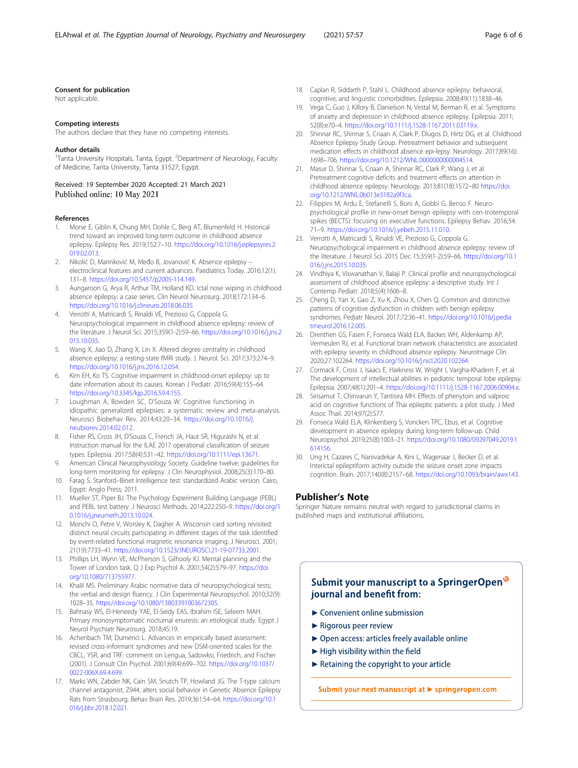### Consent for publication

Not applicable.

### Competing interests

The authors declare that they have no competing interests.

### Author details

[1]Tanta University Hospitals, Tanta, Egypt. [2]Department of Neurology, Faculty of Medicine, Tanta University, Tanta 31527, Egypt.

Received: 19 September 2020 Accepted: 21 March 2021
Published online: 10 May 2021

### References

1. Morse E, Giblin K, Chung MH, Dohle C, Berg AT, Blumenfeld H. Historical trend toward an improved long-term outcome in childhood absence epilepsy. Epilepsy Res. 2019;152:7–10. https://doi.org/10.1016/j.eplepsyres.2019.02.013.
2. Nikolić D, Marinković M, Međo B, Jovanović K. Absence epilepsy – electroclinical features and current advances. Paediatrics Today. 2016;12(1):131–8. https://doi.org/10.5457/p2005-114.149.
3. Aungaroon G, Arya R, Arthur TM, Holland KD. Ictal nose wiping in childhood absence epilepsy: a case series. Clin Neurol Neurosurg. 2018;172:134–6. https://doi.org/10.1016/j.clineuro.2018.06.035.
4. Verrotti A, Matricardi S, Rinaldi VE, Prezioso G, Coppola G. Neuropsychological impairment in childhood absence epilepsy: review of the literature. J Neurol Sci. 2015;359(1-2):59–66. https://doi.org/10.1016/j.jns.2015.10.035.
5. Wang X, Jiao D, Zhang X, Lin X. Altered degree centrality in childhood absence epilepsy: a resting-state fMRI study. J. Neurol. Sci. 2017;373:274–9. https://doi.org/10.1016/j.jns.2016.12.054.
6. Kim EH, Ko TS. Cognitive impairment in childhood-onset epilepsy: up to date information about its causes. Korean J Pediatr. 2016;59(4):155–64. https://doi.org/10.3345/kjp.2016.59.4.155.
7. Loughman A, Bowden SC, D'Souza W. Cognitive functioning in idiopathic generalized epilepsies: a systematic review and meta-analysis. Neurosci Biobehav Rev. 2014;43:20–34. https://doi.org/10.1016/j.neubiorev.2014.02.012.
8. Fisher RS, Cross JH, D'Souza C, French JA, Haut SR, Higurashi N, et al. Instruction manual for the ILAE 2017 operational classification of seizure types. Epilepsia. 2017;58(4):531–42. https://doi.org/10.1111/epi.13671.
9. American Clinical Neurophysiology Society. Guideline twelve: guidelines for long-term monitoring for epilepsy. J Clin Neurophysiol. 2008;25(3):170–80.
10. Farag S. Stanford–Binet Intelligence test: standardized Arabic version. Cairo, Egypt: Anglo Press; 2011.
11. Mueller ST, Piper BJ. The Psychology Experiment Building Language (PEBL) and PEBL test battery. J Neurosci Methods. 2014;222:250–9. https://doi.org/10.1016/j.jneumeth.2013.10.024.
12. Monchi O, Petre V, Worsley K, Dagher A. Wisconsin card sorting revisited: distinct neural circuits participating in different stages of the task identified by event-related functional magnetic resonance imaging. J Neurosci. 2001;21(19):7733–41. https://doi.org/10.1523/JNEUROSCI.21-19-07733.2001.
13. Phillips LH, Wynn VE, McPherson S, Gilhooly KJ. Mental planning and the Tower of London task. Q J Exp Psychol A. 2001;54(2):579–97. https://doi.org/10.1080/713755977.
14. Khalil MS. Preliminary Arabic normative data of neuropsychological tests; the verbal and design fluency. J Clin Experimental Neuropsychol. 2010;32(9):1028–35. https://doi.org/10.1080/13803391003672305.
15. Bahnasy WS, El-Heneedy YAE, El-Seidy EAS, Ibrahim ISE, Seleem MAH. Primary monosymptomatic nocturnal enuresis: an etiological study. Egypt J Neurol Psychiatr Neurosurg. 2018;45:19.
16. Achenbach TM, Dumenci L. Advances in empirically based assessment: revised cross-informant syndromes and new DSM-oriented scales for the CBCL, YSR, and TRF: comment on Lengua, Sadowksi, Friedrich, and Fischer (2001). J Consult Clin Psychol. 2001;69(4):699–702. https://doi.org/10.1037/0022-006X.69.4.699.
17. Marks WN, Zabder NK, Cain SM, Snutch TP, Howland JG. The T-type calcium channel antagonist, Z944, alters social behavior in Genetic Absence Epilepsy Rats from Strasbourg. Behav Brain Res. 2019;361:54–64. https://doi.org/10.1016/j.bbr.2018.12.021.
18. Caplan R, Siddarth P, Stahl L. Childhood absence epilepsy: behavioral, cognitive, and linguistic comorbidities. Epilepsia. 2008;49(11):1838–46.
19. Vega C, Guo J, Killory B, Danielson N, Vestal M, Berman R, et al. Symptoms of anxiety and depression in childhood absence epilepsy. Epilepsia. 2011;52(8):e70–4. https://doi.org/10.1111/j.1528-1167.2011.03119.x.
20. Shinnar RC, Shinnar S, Cnaan A, Clark P, Dlugos D, Hirtz DG, et al. Childhood Absence Epilepsy Study Group. Pretreatment behavior and subsequent medication effects in childhood absence epi-lepsy. Neurology. 2017;89(16):1698–706. https://doi.org/10.1212/WNL.0000000000004514.
21. Masur D, Shinnar S, Cnaan A, Shinnar RC, Clark P, Wang J, et al. Pretreatment cognitive deficits and treatment effects on attention in childhood absence epilepsy. Neurology. 2013;81(18):1572–80 https://doi.org/10.1212/WNL.0b013e3182a9f3ca.
22. Filippini M, Ardu E, Stefanelli S, Boni A, Gobbi G, Benso F. Neuro-psychological profile in new-onset benign epilepsy with cen-trotemporal spikes (BECTS): focusing on executive functions. Epilepsy Behav. 2016;54:71–9. https://doi.org/10.1016/j.yebeh.2015.11.010.
23. Verrotti A, Matricardi S, Rinaldi VE, Prezioso G, Coppola G. Neuropsychological impairment in childhood absence epilepsy: review of the literature. J Neurol Sci. 2015 Dec 15;359(1-2):59–66. https://doi.org/10.1016/j.jns.2015.10.035.
24. Vindhiya K, Viswanathan V, Balaji P. Clinical profile and neuropsychological assessment of childhood absence epilepsy: a descriptive study. Int J Contemp Pediatr. 2018;5(4):1606–8.
25. Cheng D, Yan X, Gao Z, Xu K, Zhou X, Chen Q. Common and distinctive patterns of cognitive dysfunction in children with benign epilepsy syndromes. Pediatr Neurol. 2017;72:36–41. https://doi.org/10.1016/j.pediatrneurol.2016.12.005.
26. Drenthen GS, Fasen F, Fonseca Wald ELA, Backes WH, Aldenkamp AP, Vermeulen RJ, et al. Functional brain network characteristics are associated with epilepsy severity in childhood absence epilepsy. NeuroImage Clin. 2020;27:102264. https://doi.org/10.1016/j.nicl.2020.102264.
27. Cormack F, Cross J, Isaacs E, Harkness W, Wright I, Vargha-Khadem F, et al. The development of intellectual abilities in pediatric temporal lobe epilepsy. Epilepsia. 2007;48(1):201–4. https://doi.org/10.1111/j.1528-1167.2006.00904.x.
28. Sirisamut T, Chinvarun Y, Tantisira MH. Effects of phenytoin and valproic acid on cognitive functions of Thai epileptic patients: a pilot study. J Med Assoc Thail. 2014;97(2):S77.
29. Fonseca Wald ELA, Klinkenberg S, Voncken TPC, Ebus, et al. Cognitive development in absence epilepsy during long-term follow-up. Child Neuropsychol. 2019;25(8):1003–21. https://doi.org/10.1080/09297049.2019.1614156.
30. Ung H, Cazares C, Nanivadekar A, Kini L, Wagenaar J, Becker D, et al. Interictal epileptiform activity outside the seizure onset zone impacts cognition. Brain. 2017;140(8):2157–68. https://doi.org/10.1093/brain/awx143.

## Publisher's Note

Springer Nature remains neutral with regard to jurisdictional claims in published maps and institutional affiliations.